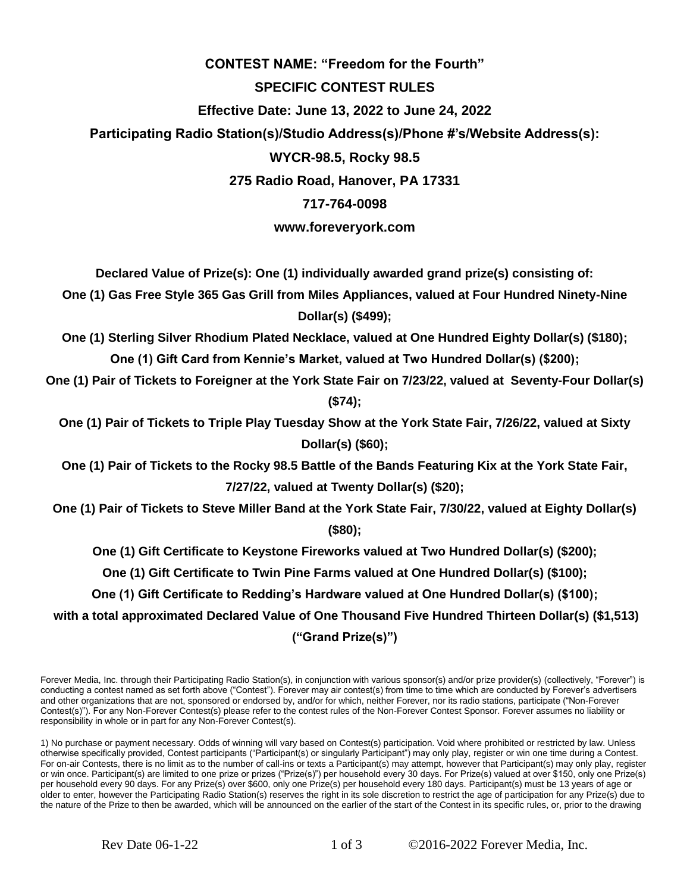**CONTEST NAME: "Freedom for the Fourth"**

**SPECIFIC CONTEST RULES**

**Effective Date: June 13, 2022 to June 24, 2022**

**Participating Radio Station(s)/Studio Address(s)/Phone #'s/Website Address(s):**

**WYCR-98.5, Rocky 98.5**

**275 Radio Road, Hanover, PA 17331**

**717-764-0098**

**www.foreveryork.com**

**Declared Value of Prize(s): One (1) individually awarded grand prize(s) consisting of:**

**One (1) Gas Free Style 365 Gas Grill from Miles Appliances, valued at Four Hundred Ninety-Nine Dollar(s) ($499);**

**One (1) Sterling Silver Rhodium Plated Necklace, valued at One Hundred Eighty Dollar(s) ($180);**

**One (1) Gift Card from Kennie's Market, valued at Two Hundred Dollar(s) ($200);**

**One (1) Pair of Tickets to Foreigner at the York State Fair on 7/23/22, valued at Seventy-Four Dollar(s) ($74);**

**One (1) Pair of Tickets to Triple Play Tuesday Show at the York State Fair, 7/26/22, valued at Sixty Dollar(s) ($60);**

**One (1) Pair of Tickets to the Rocky 98.5 Battle of the Bands Featuring Kix at the York State Fair, 7/27/22, valued at Twenty Dollar(s) ($20);**

**One (1) Pair of Tickets to Steve Miller Band at the York State Fair, 7/30/22, valued at Eighty Dollar(s) ($80);**

**One (1) Gift Certificate to Keystone Fireworks valued at Two Hundred Dollar(s) ($200);**

**One (1) Gift Certificate to Twin Pine Farms valued at One Hundred Dollar(s) ($100);**

**One (1) Gift Certificate to Redding's Hardware valued at One Hundred Dollar(s) ($100);**

**with a total approximated Declared Value of One Thousand Five Hundred Thirteen Dollar(s) ($1,513) ("Grand Prize(s)")**

Forever Media, Inc. through their Participating Radio Station(s), in conjunction with various sponsor(s) and/or prize provider(s) (collectively, "Forever") is conducting a contest named as set forth above ("Contest"). Forever may air contest(s) from time to time which are conducted by Forever's advertisers and other organizations that are not, sponsored or endorsed by, and/or for which, neither Forever, nor its radio stations, participate ("Non-Forever Contest(s)"). For any Non-Forever Contest(s) please refer to the contest rules of the Non-Forever Contest Sponsor. Forever assumes no liability or responsibility in whole or in part for any Non-Forever Contest(s).

1) No purchase or payment necessary. Odds of winning will vary based on Contest(s) participation. Void where prohibited or restricted by law. Unless otherwise specifically provided, Contest participants ("Participant(s) or singularly Participant") may only play, register or win one time during a Contest. For on-air Contests, there is no limit as to the number of call-ins or texts a Participant(s) may attempt, however that Participant(s) may only play, register or win once. Participant(s) are limited to one prize or prizes ("Prize(s)") per household every 30 days. For Prize(s) valued at over $150, only one Prize(s) per household every 90 days. For any Prize(s) over $600, only one Prize(s) per household every 180 days. Participant(s) must be 13 years of age or older to enter, however the Participating Radio Station(s) reserves the right in its sole discretion to restrict the age of participation for any Prize(s) due to the nature of the Prize to then be awarded, which will be announced on the earlier of the start of the Contest in its specific rules, or, prior to the drawing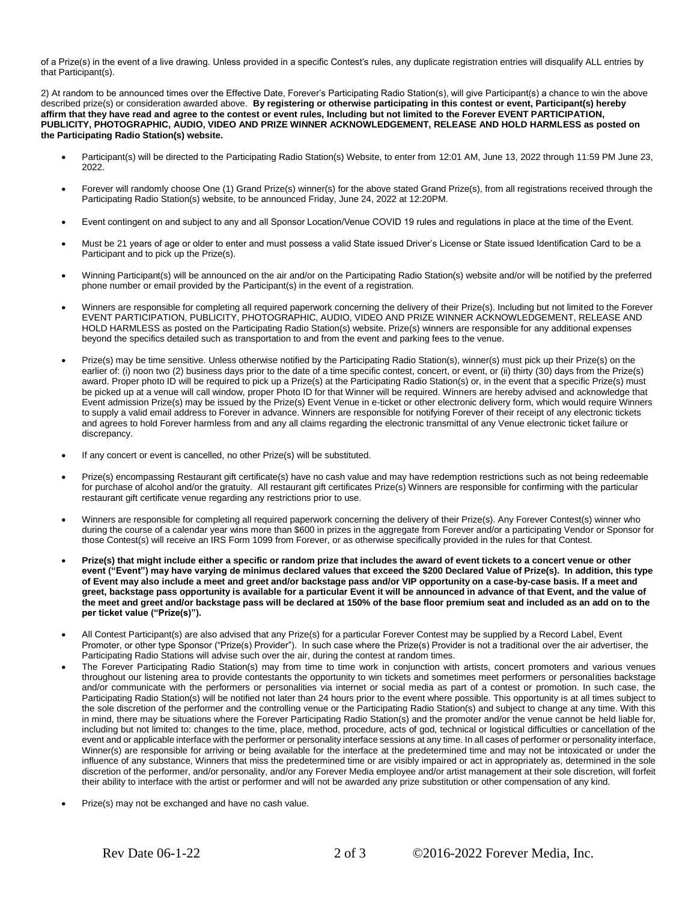of a Prize(s) in the event of a live drawing. Unless provided in a specific Contest's rules, any duplicate registration entries will disqualify ALL entries by that Participant(s).

2) At random to be announced times over the Effective Date, Forever's Participating Radio Station(s), will give Participant(s) a chance to win the above described prize(s) or consideration awarded above. **By registering or otherwise participating in this contest or event, Participant(s) hereby affirm that they have read and agree to the contest or event rules, Including but not limited to the Forever EVENT PARTICIPATION, PUBLICITY, PHOTOGRAPHIC, AUDIO, VIDEO AND PRIZE WINNER ACKNOWLEDGEMENT, RELEASE AND HOLD HARMLESS as posted on the Participating Radio Station(s) website.**

- Participant(s) will be directed to the Participating Radio Station(s) Website, to enter from 12:01 AM, June 13, 2022 through 11:59 PM June 23, 2022.
- Forever will randomly choose One (1) Grand Prize(s) winner(s) for the above stated Grand Prize(s), from all registrations received through the Participating Radio Station(s) website, to be announced Friday, June 24, 2022 at 12:20PM.
- Event contingent on and subject to any and all Sponsor Location/Venue COVID 19 rules and regulations in place at the time of the Event.
- Must be 21 years of age or older to enter and must possess a valid State issued Driver's License or State issued Identification Card to be a Participant and to pick up the Prize(s).
- Winning Participant(s) will be announced on the air and/or on the Participating Radio Station(s) website and/or will be notified by the preferred phone number or email provided by the Participant(s) in the event of a registration.
- Winners are responsible for completing all required paperwork concerning the delivery of their Prize(s). Including but not limited to the Forever EVENT PARTICIPATION, PUBLICITY, PHOTOGRAPHIC, AUDIO, VIDEO AND PRIZE WINNER ACKNOWLEDGEMENT, RELEASE AND HOLD HARMLESS as posted on the Participating Radio Station(s) website. Prize(s) winners are responsible for any additional expenses beyond the specifics detailed such as transportation to and from the event and parking fees to the venue.
- Prize(s) may be time sensitive. Unless otherwise notified by the Participating Radio Station(s), winner(s) must pick up their Prize(s) on the earlier of: (i) noon two (2) business days prior to the date of a time specific contest, concert, or event, or (ii) thirty (30) days from the Prize(s) award. Proper photo ID will be required to pick up a Prize(s) at the Participating Radio Station(s) or, in the event that a specific Prize(s) must be picked up at a venue will call window, proper Photo ID for that Winner will be required. Winners are hereby advised and acknowledge that Event admission Prize(s) may be issued by the Prize(s) Event Venue in e-ticket or other electronic delivery form, which would require Winners to supply a valid email address to Forever in advance. Winners are responsible for notifying Forever of their receipt of any electronic tickets and agrees to hold Forever harmless from and any all claims regarding the electronic transmittal of any Venue electronic ticket failure or discrepancy.
- If any concert or event is cancelled, no other Prize(s) will be substituted.
- Prize(s) encompassing Restaurant gift certificate(s) have no cash value and may have redemption restrictions such as not being redeemable for purchase of alcohol and/or the gratuity. All restaurant gift certificates Prize(s) Winners are responsible for confirming with the particular restaurant gift certificate venue regarding any restrictions prior to use.
- Winners are responsible for completing all required paperwork concerning the delivery of their Prize(s). Any Forever Contest(s) winner who during the course of a calendar year wins more than $600 in prizes in the aggregate from Forever and/or a participating Vendor or Sponsor for those Contest(s) will receive an IRS Form 1099 from Forever, or as otherwise specifically provided in the rules for that Contest.
- **Prize(s) that might include either a specific or random prize that includes the award of event tickets to a concert venue or other event ("Event") may have varying de minimus declared values that exceed the $200 Declared Value of Prize(s). In addition, this type of Event may also include a meet and greet and/or backstage pass and/or VIP opportunity on a case-by-case basis. If a meet and greet, backstage pass opportunity is available for a particular Event it will be announced in advance of that Event, and the value of the meet and greet and/or backstage pass will be declared at 150% of the base floor premium seat and included as an add on to the per ticket value ("Prize(s)").**
- All Contest Participant(s) are also advised that any Prize(s) for a particular Forever Contest may be supplied by a Record Label, Event Promoter, or other type Sponsor ("Prize(s) Provider"). In such case where the Prize(s) Provider is not a traditional over the air advertiser, the Participating Radio Stations will advise such over the air, during the contest at random times.
- The Forever Participating Radio Station(s) may from time to time work in conjunction with artists, concert promoters and various venues throughout our listening area to provide contestants the opportunity to win tickets and sometimes meet performers or personalities backstage and/or communicate with the performers or personalities via internet or social media as part of a contest or promotion. In such case, the Participating Radio Station(s) will be notified not later than 24 hours prior to the event where possible. This opportunity is at all times subject to the sole discretion of the performer and the controlling venue or the Participating Radio Station(s) and subject to change at any time. With this in mind, there may be situations where the Forever Participating Radio Station(s) and the promoter and/or the venue cannot be held liable for, including but not limited to: changes to the time, place, method, procedure, acts of god, technical or logistical difficulties or cancellation of the event and or applicable interface with the performer or personality interface sessions at any time. In all cases of performer or personality interface, Winner(s) are responsible for arriving or being available for the interface at the predetermined time and may not be intoxicated or under the influence of any substance, Winners that miss the predetermined time or are visibly impaired or act in appropriately as, determined in the sole discretion of the performer, and/or personality, and/or any Forever Media employee and/or artist management at their sole discretion, will forfeit their ability to interface with the artist or performer and will not be awarded any prize substitution or other compensation of any kind.
- Prize(s) may not be exchanged and have no cash value.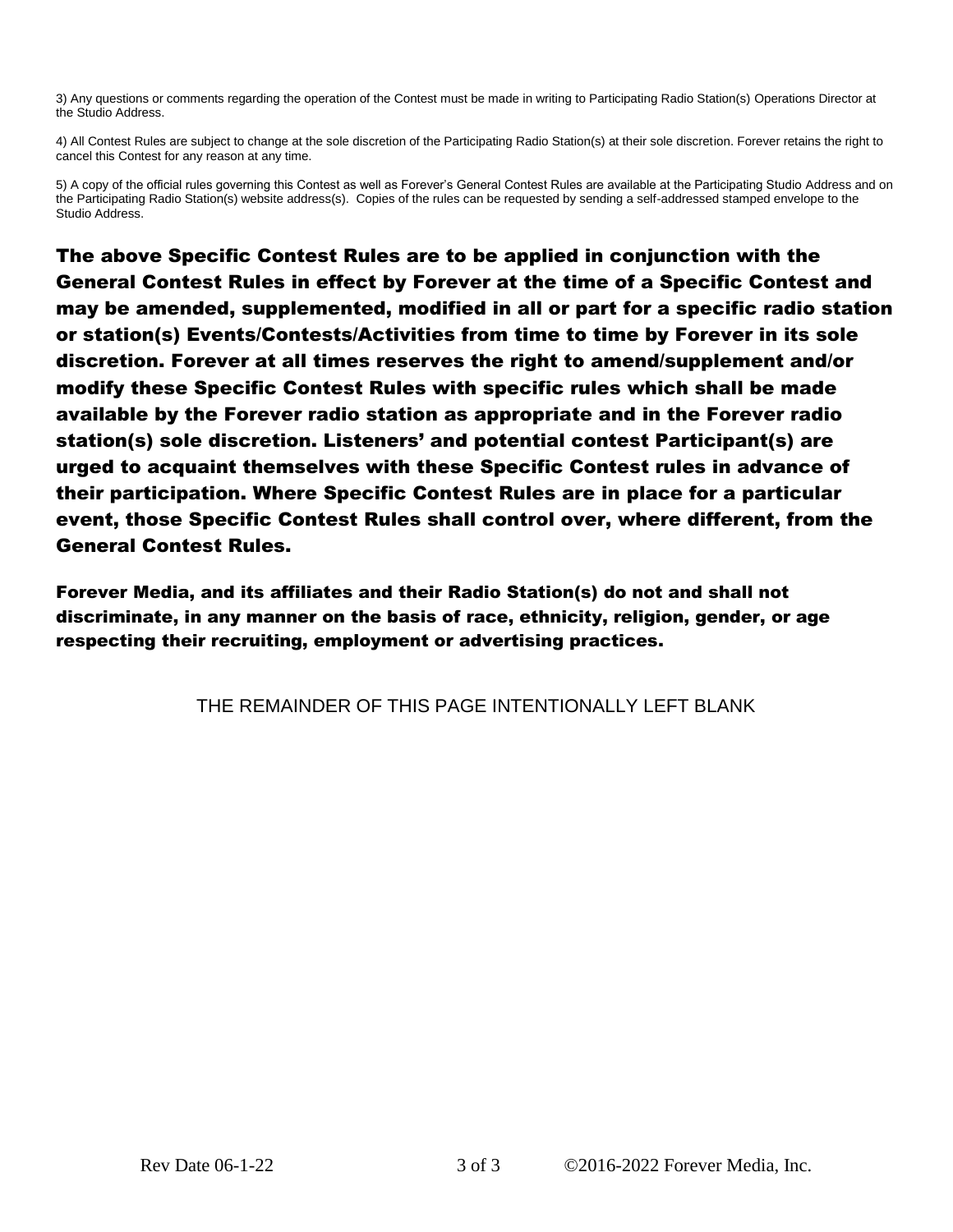3) Any questions or comments regarding the operation of the Contest must be made in writing to Participating Radio Station(s) Operations Director at the Studio Address.

4) All Contest Rules are subject to change at the sole discretion of the Participating Radio Station(s) at their sole discretion. Forever retains the right to cancel this Contest for any reason at any time.

5) A copy of the official rules governing this Contest as well as Forever's General Contest Rules are available at the Participating Studio Address and on the Participating Radio Station(s) website address(s). Copies of the rules can be requested by sending a self-addressed stamped envelope to the Studio Address.

**The above Specific Contest Rules are to be applied in conjunction with the General Contest Rules in effect by Forever at the time of a Specific Contest and may be amended, supplemented, modified in all or part for a specific radio station or station(s) Events/Contests/Activities from time to time by Forever in its sole discretion. Forever at all times reserves the right to amend/supplement and/or modify these Specific Contest Rules with specific rules which shall be made available by the Forever radio station as appropriate and in the Forever radio station(s) sole discretion. Listeners' and potential contest Participant(s) are urged to acquaint themselves with these Specific Contest rules in advance of their participation. Where Specific Contest Rules are in place for a particular event, those Specific Contest Rules shall control over, where different, from the General Contest Rules.**

**Forever Media, and its affiliates and their Radio Station(s) do not and shall not discriminate, in any manner on the basis of race, ethnicity, religion, gender, or age respecting their recruiting, employment or advertising practices.**

THE REMAINDER OF THIS PAGE INTENTIONALLY LEFT BLANK

Rev Date 06-1-22 ©2016-2022 Forever Media, Inc.